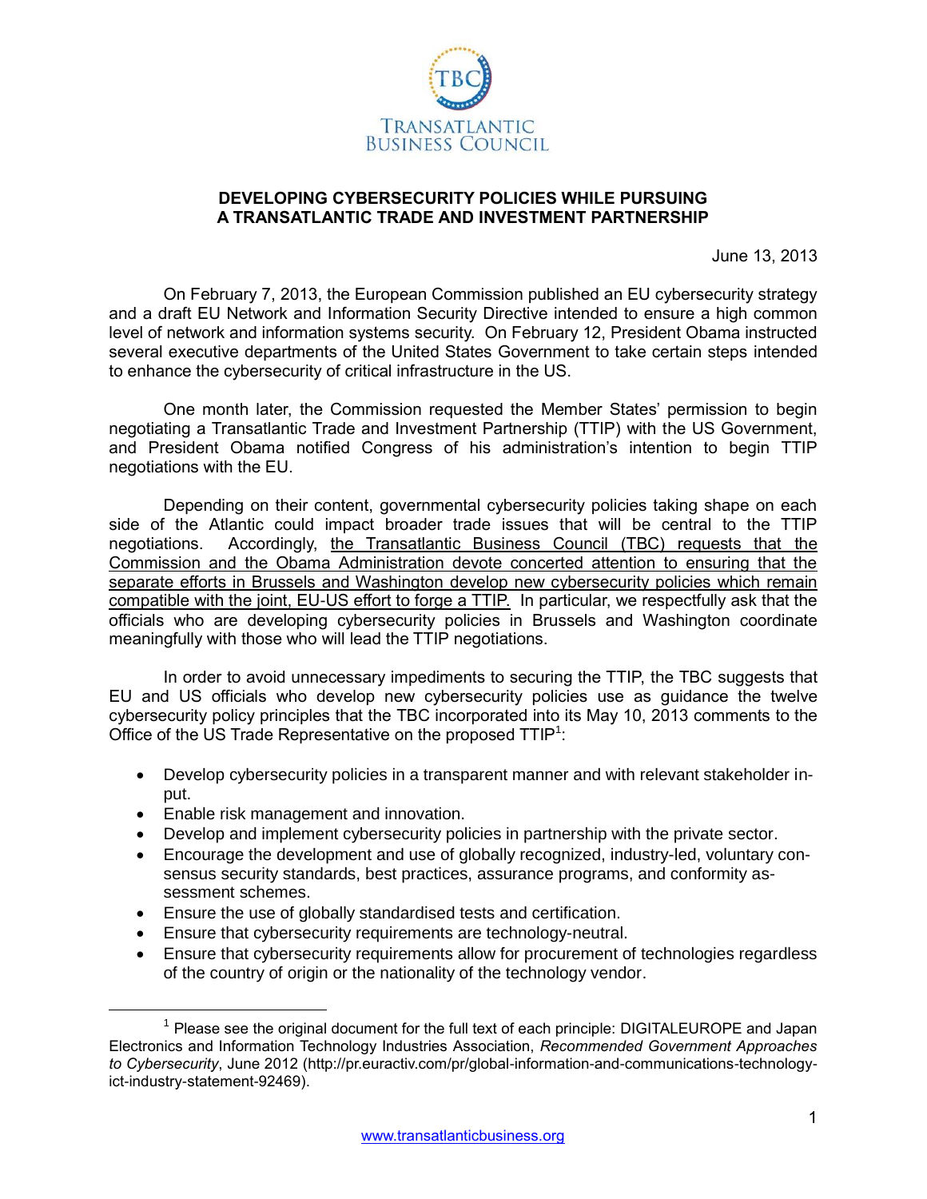TRANSATLANTIC BUSINESS COUNCIL

**DEVELOPING CYBERSECURITY POLICIES WHILE PURSUING A TRANSATLANTIC TRADE AND INVESTMENT PARTNERSHIP**

June 13, 2013

On February 7, 2013, the European Commission published an EU cybersecurity strategy and a draft EU Network and Information Security Directive intended to ensure a high common level of network and information systems security. On February 12, President Obama instructed several executive departments of the United States Government to take certain steps intended to enhance the cybersecurity of critical infrastructure in the US.

One month later, the Commission requested the Member States' permission to begin negotiating a Transatlantic Trade and Investment Partnership (TTIP) with the US Government, and President Obama notified Congress of his administration's intention to begin TTIP negotiations with the EU.

Depending on their content, governmental cybersecurity policies taking shape on each side of the Atlantic could impact broader trade issues that will be central to the TTIP negotiations. Accordingly, the Transatlantic Business Council (TBC) requests that the Commission and the Obama Administration devote concerted attention to ensuring that the separate efforts in Brussels and Washington develop new cybersecurity policies which remain compatible with the joint, EU-US effort to forge a TTIP. In particular, we respectfully ask that the officials who are developing cybersecurity policies in Brussels and Washington coordinate meaningfully with those who will lead the TTIP negotiations.

In order to avoid unnecessary impediments to securing the TTIP, the TBC suggests that EU and US officials who develop new cybersecurity policies use as guidance the twelve cybersecurity policy principles that the TBC incorporated into its May 10, 2013 comments to the Office of the US Trade Representative on the proposed TTIP[1]:

- Develop cybersecurity policies in a transparent manner and with relevant stakeholder input.
- Enable risk management and innovation.
- Develop and implement cybersecurity policies in partnership with the private sector.
- Encourage the development and use of globally recognized, industry-led, voluntary consensus security standards, best practices, assurance programs, and conformity assessment schemes.
- Ensure the use of globally standardised tests and certification.
- Ensure that cybersecurity requirements are technology-neutral.
- Ensure that cybersecurity requirements allow for procurement of technologies regardless of the country of origin or the nationality of the technology vendor.

[1] Please see the original document for the full text of each principle: DIGITALEUROPE and Japan Electronics and Information Technology Industries Association, *Recommended Government Approaches to Cybersecurity*, June 2012 (http://pr.euractiv.com/pr/global-information-and-communications-technology-ict-industry-statement-92469).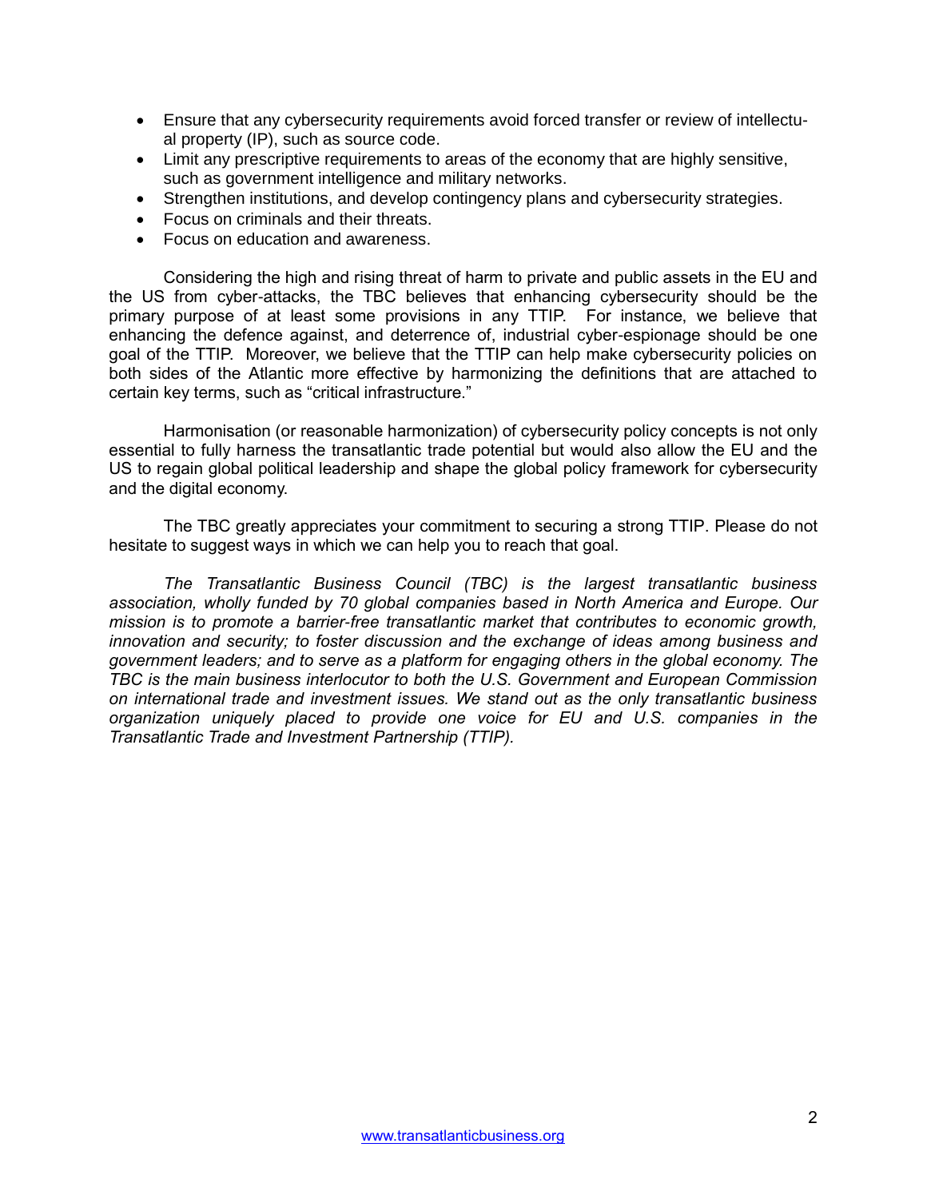- Ensure that any cybersecurity requirements avoid forced transfer or review of intellectual property (IP), such as source code.
- Limit any prescriptive requirements to areas of the economy that are highly sensitive, such as government intelligence and military networks.
- Strengthen institutions, and develop contingency plans and cybersecurity strategies.
- Focus on criminals and their threats.
- Focus on education and awareness.

Considering the high and rising threat of harm to private and public assets in the EU and the US from cyber-attacks, the TBC believes that enhancing cybersecurity should be the primary purpose of at least some provisions in any TTIP. For instance, we believe that enhancing the defence against, and deterrence of, industrial cyber-espionage should be one goal of the TTIP. Moreover, we believe that the TTIP can help make cybersecurity policies on both sides of the Atlantic more effective by harmonizing the definitions that are attached to certain key terms, such as "critical infrastructure."

Harmonisation (or reasonable harmonization) of cybersecurity policy concepts is not only essential to fully harness the transatlantic trade potential but would also allow the EU and the US to regain global political leadership and shape the global policy framework for cybersecurity and the digital economy.

The TBC greatly appreciates your commitment to securing a strong TTIP. Please do not hesitate to suggest ways in which we can help you to reach that goal.

*The Transatlantic Business Council (TBC) is the largest transatlantic business association, wholly funded by 70 global companies based in North America and Europe. Our mission is to promote a barrier-free transatlantic market that contributes to economic growth, innovation and security; to foster discussion and the exchange of ideas among business and government leaders; and to serve as a platform for engaging others in the global economy. The TBC is the main business interlocutor to both the U.S. Government and European Commission on international trade and investment issues. We stand out as the only transatlantic business organization uniquely placed to provide one voice for EU and U.S. companies in the Transatlantic Trade and Investment Partnership (TTIP).*